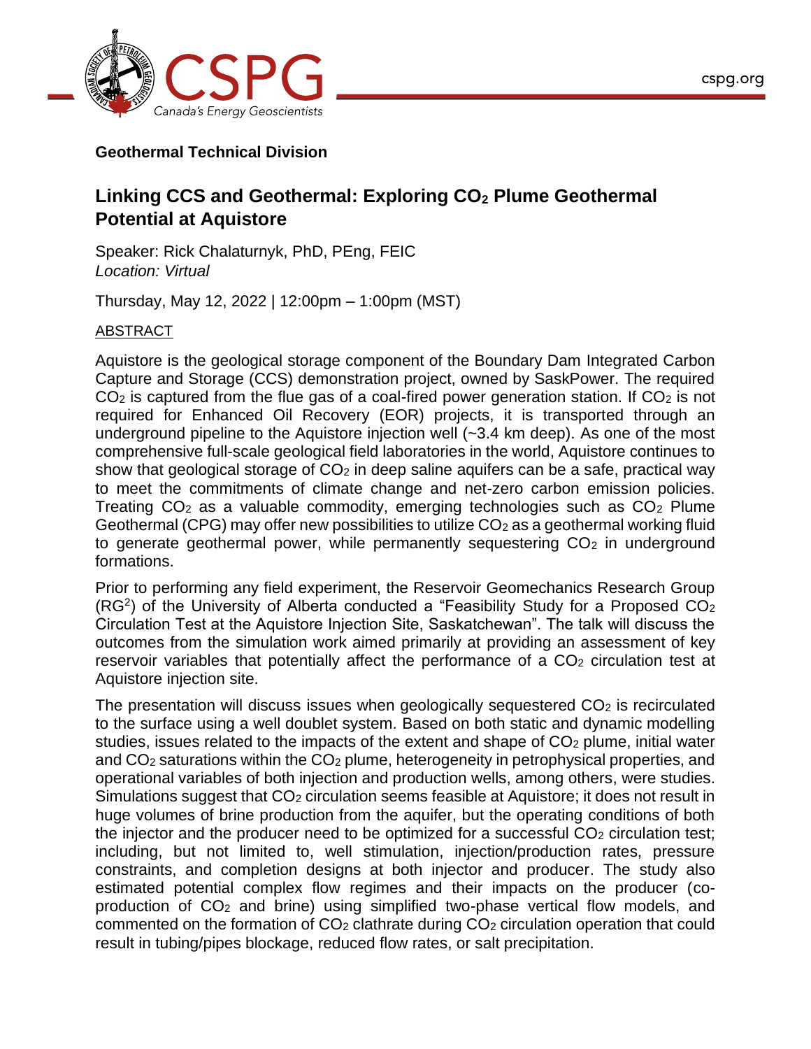**Geothermal Technical Division**

## Linking CCS and Geothermal: Exploring $CO_2$ Plume Geothermal Potential at Aquistore

Speaker: Rick Chalaturnyk, PhD, PEng, FEIC
*Location: Virtual*

Thursday, May 12, 2022 | 12:00pm – 1:00pm (MST)

ABSTRACT

Aquistore is the geological storage component of the Boundary Dam Integrated Carbon Capture and Storage (CCS) demonstration project, owned by SaskPower. The required $CO_2$ is captured from the flue gas of a coal-fired power generation station. If $CO_2$ is not required for Enhanced Oil Recovery (EOR) projects, it is transported through an underground pipeline to the Aquistore injection well (~3.4 km deep). As one of the most comprehensive full-scale geological field laboratories in the world, Aquistore continues to show that geological storage of $CO_2$ in deep saline aquifers can be a safe, practical way to meet the commitments of climate change and net-zero carbon emission policies. Treating $CO_2$ as a valuable commodity, emerging technologies such as $CO_2$ Plume Geothermal (CPG) may offer new possibilities to utilize $CO_2$ as a geothermal working fluid to generate geothermal power, while permanently sequestering $CO_2$ in underground formations.

Prior to performing any field experiment, the Reservoir Geomechanics Research Group ($RG^2$) of the University of Alberta conducted a "Feasibility Study for a Proposed $CO_2$ Circulation Test at the Aquistore Injection Site, Saskatchewan". The talk will discuss the outcomes from the simulation work aimed primarily at providing an assessment of key reservoir variables that potentially affect the performance of a $CO_2$ circulation test at Aquistore injection site.

The presentation will discuss issues when geologically sequestered $CO_2$ is recirculated to the surface using a well doublet system. Based on both static and dynamic modelling studies, issues related to the impacts of the extent and shape of $CO_2$ plume, initial water and $CO_2$ saturations within the $CO_2$ plume, heterogeneity in petrophysical properties, and operational variables of both injection and production wells, among others, were studies. Simulations suggest that $CO_2$ circulation seems feasible at Aquistore; it does not result in huge volumes of brine production from the aquifer, but the operating conditions of both the injector and the producer need to be optimized for a successful $CO_2$ circulation test; including, but not limited to, well stimulation, injection/production rates, pressure constraints, and completion designs at both injector and producer. The study also estimated potential complex flow regimes and their impacts on the producer (co-production of $CO_2$ and brine) using simplified two-phase vertical flow models, and commented on the formation of $CO_2$ clathrate during $CO_2$ circulation operation that could result in tubing/pipes blockage, reduced flow rates, or salt precipitation.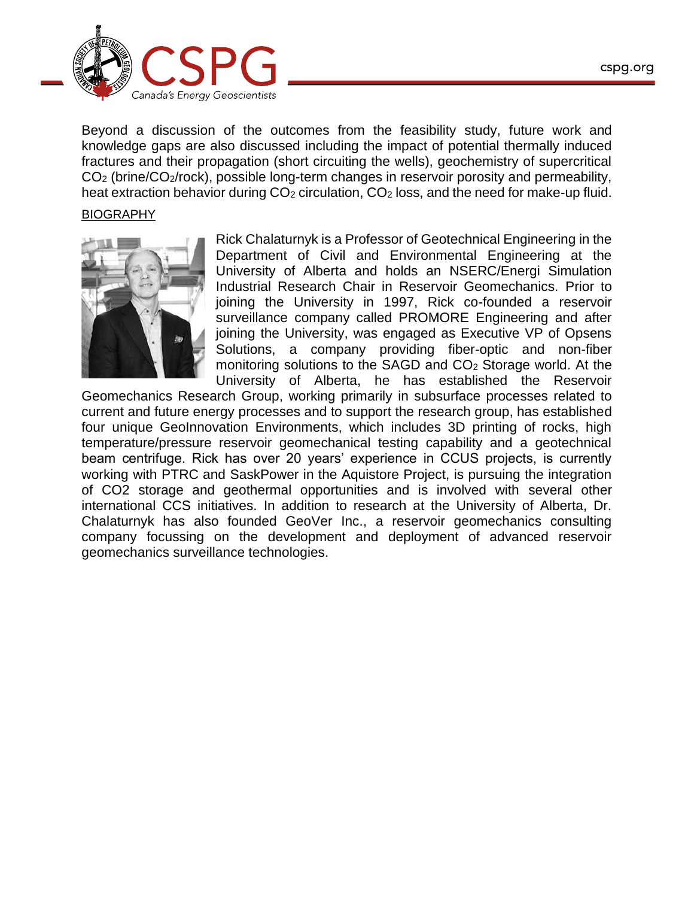Beyond a discussion of the outcomes from the feasibility study, future work and knowledge gaps are also discussed including the impact of potential thermally induced fractures and their propagation (short circuiting the wells), geochemistry of supercritical $CO_2$ (brine/$CO_2$/rock), possible long-term changes in reservoir porosity and permeability, heat extraction behavior during $CO_2$ circulation, $CO_2$ loss, and the need for make-up fluid.

BIOGRAPHY

Rick Chalaturnyk is a Professor of Geotechnical Engineering in the Department of Civil and Environmental Engineering at the University of Alberta and holds an NSERC/Energi Simulation Industrial Research Chair in Reservoir Geomechanics. Prior to joining the University in 1997, Rick co-founded a reservoir surveillance company called PROMORE Engineering and after joining the University, was engaged as Executive VP of Opsens Solutions, a company providing fiber-optic and non-fiber monitoring solutions to the SAGD and $CO_2$ Storage world. At the University of Alberta, he has established the Reservoir Geomechanics Research Group, working primarily in subsurface processes related to current and future energy processes and to support the research group, has established four unique GeoInnovation Environments, which includes 3D printing of rocks, high temperature/pressure reservoir geomechanical testing capability and a geotechnical beam centrifuge. Rick has over 20 years' experience in CCUS projects, is currently working with PTRC and SaskPower in the Aquistore Project, is pursuing the integration of CO2 storage and geothermal opportunities and is involved with several other international CCS initiatives. In addition to research at the University of Alberta, Dr. Chalaturnyk has also founded GeoVer Inc., a reservoir geomechanics consulting company focussing on the development and deployment of advanced reservoir geomechanics surveillance technologies.